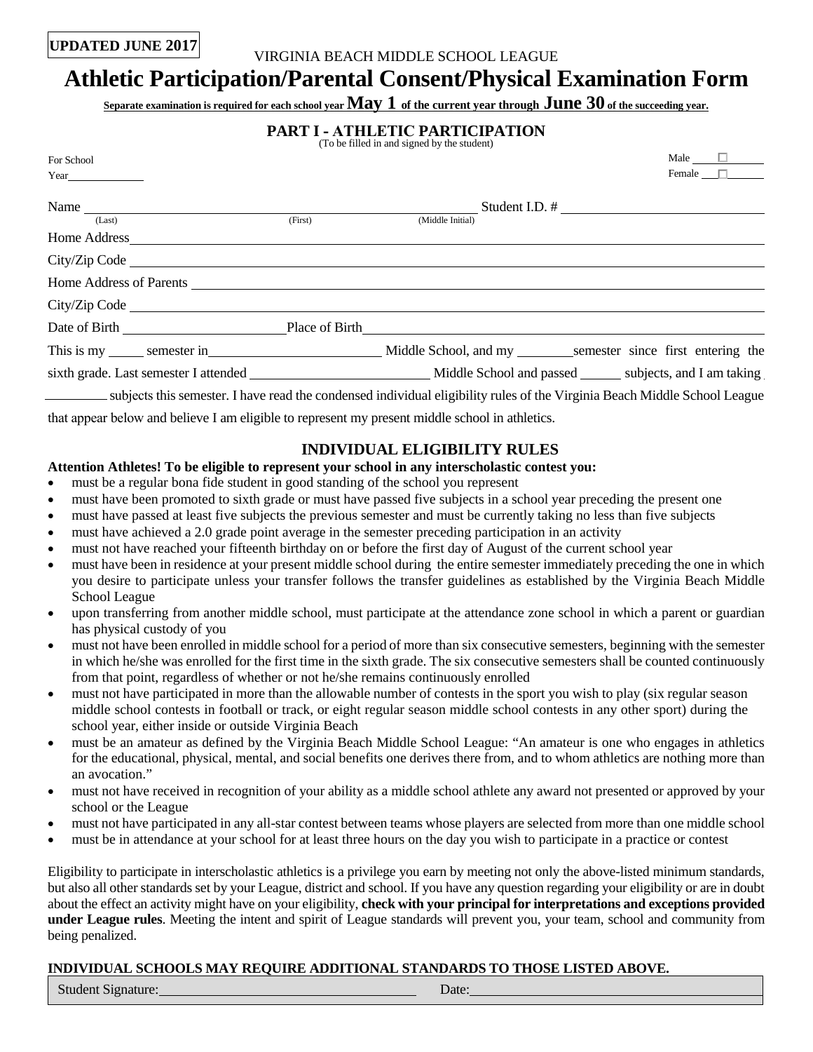**UPDATED JUNE 2017**

VIRGINIA BEACH MIDDLE SCHOOL LEAGUE

# Athletic Participation/Parental Consent/Physical Examination Form

**Separate examination is required for each school year May 1 of the current year through June 30 of the succeeding year.**

## PART I - ATHLETIC PARTICIPATION

(To be filled in and signed by the student)

For School Year\_\_\_\_\_\_\_\_\_\_

Male ☐
Female ☐

Name \_\_\_\_\_\_\_\_\_\_\_\_\_\_\_\_\_\_\_\_\_\_\_\_\_\_\_\_\_\_\_\_\_\_\_\_\_\_\_\_\_\_\_\_\_\_\_\_ Student I.D. # \_\_\_\_\_\_\_\_\_\_\_\_\_\_\_\_\_\_
(Last) (First) (Middle Initial)

Home Address\_\_\_\_\_\_\_\_\_\_\_\_\_\_\_\_\_\_\_\_\_\_\_\_\_\_\_\_\_\_\_\_\_\_\_\_\_\_\_\_\_\_\_\_\_\_\_\_\_\_\_\_\_\_\_\_\_\_

City/Zip Code \_\_\_\_\_\_\_\_\_\_\_\_\_\_\_\_\_\_\_\_\_\_\_\_\_\_\_\_\_\_\_\_\_\_\_\_\_\_\_\_\_\_\_\_\_\_\_\_\_\_\_\_\_\_\_\_\_\_

Home Address of Parents \_\_\_\_\_\_\_\_\_\_\_\_\_\_\_\_\_\_\_\_\_\_\_\_\_\_\_\_\_\_\_\_\_\_\_\_\_\_\_\_\_\_\_\_\_\_\_\_

City/Zip Code \_\_\_\_\_\_\_\_\_\_\_\_\_\_\_\_\_\_\_\_\_\_\_\_\_\_\_\_\_\_\_\_\_\_\_\_\_\_\_\_\_\_\_\_\_\_\_\_\_\_\_\_\_\_\_\_\_\_

Date of Birth \_\_\_\_\_\_\_\_\_\_\_\_\_\_\_\_\_\_Place of Birth\_\_\_\_\_\_\_\_\_\_\_\_\_\_\_\_\_\_\_\_\_\_\_\_\_\_\_\_\_\_\_\_\_\_

This is my \_\_\_\_\_ semester in\_\_\_\_\_\_\_\_\_\_\_\_\_\_\_\_\_\_\_\_ Middle School, and my \_\_\_\_\_\_\_\_semester since first entering the sixth grade. Last semester I attended \_\_\_\_\_\_\_\_\_\_\_\_\_\_\_\_\_\_\_\_\_ Middle School and passed \_\_\_\_\_\_ subjects, and I am taking \_\_\_\_\_\_\_\_\_ subjects this semester. I have read the condensed individual eligibility rules of the Virginia Beach Middle School League that appear below and believe I am eligible to represent my present middle school in athletics.

## INDIVIDUAL ELIGIBILITY RULES

**Attention Athletes! To be eligible to represent your school in any interscholastic contest you:**

- must be a regular bona fide student in good standing of the school you represent
- must have been promoted to sixth grade or must have passed five subjects in a school year preceding the present one
- must have passed at least five subjects the previous semester and must be currently taking no less than five subjects
- must have achieved a 2.0 grade point average in the semester preceding participation in an activity
- must not have reached your fifteenth birthday on or before the first day of August of the current school year
- must have been in residence at your present middle school during the entire semester immediately preceding the one in which you desire to participate unless your transfer follows the transfer guidelines as established by the Virginia Beach Middle School League
- upon transferring from another middle school, must participate at the attendance zone school in which a parent or guardian has physical custody of you
- must not have been enrolled in middle school for a period of more than six consecutive semesters, beginning with the semester in which he/she was enrolled for the first time in the sixth grade. The six consecutive semesters shall be counted continuously from that point, regardless of whether or not he/she remains continuously enrolled
- must not have participated in more than the allowable number of contests in the sport you wish to play (six regular season middle school contests in football or track, or eight regular season middle school contests in any other sport) during the school year, either inside or outside Virginia Beach
- must be an amateur as defined by the Virginia Beach Middle School League: "An amateur is one who engages in athletics for the educational, physical, mental, and social benefits one derives there from, and to whom athletics are nothing more than an avocation."
- must not have received in recognition of your ability as a middle school athlete any award not presented or approved by your school or the League
- must not have participated in any all-star contest between teams whose players are selected from more than one middle school
- must be in attendance at your school for at least three hours on the day you wish to participate in a practice or contest

Eligibility to participate in interscholastic athletics is a privilege you earn by meeting not only the above-listed minimum standards, but also all other standards set by your League, district and school. If you have any question regarding your eligibility or are in doubt about the effect an activity might have on your eligibility, **check with your principal for interpretations and exceptions provided under League rules**. Meeting the intent and spirit of League standards will prevent you, your team, school and community from being penalized.

**INDIVIDUAL SCHOOLS MAY REQUIRE ADDITIONAL STANDARDS TO THOSE LISTED ABOVE.**

Student Signature:\_\_\_\_\_\_\_\_\_\_\_\_\_\_\_\_\_\_\_\_\_\_\_\_\_\_\_\_ Date:\_\_\_\_\_\_\_\_\_\_\_\_\_\_\_\_\_\_\_\_\_\_\_\_\_\_\_\_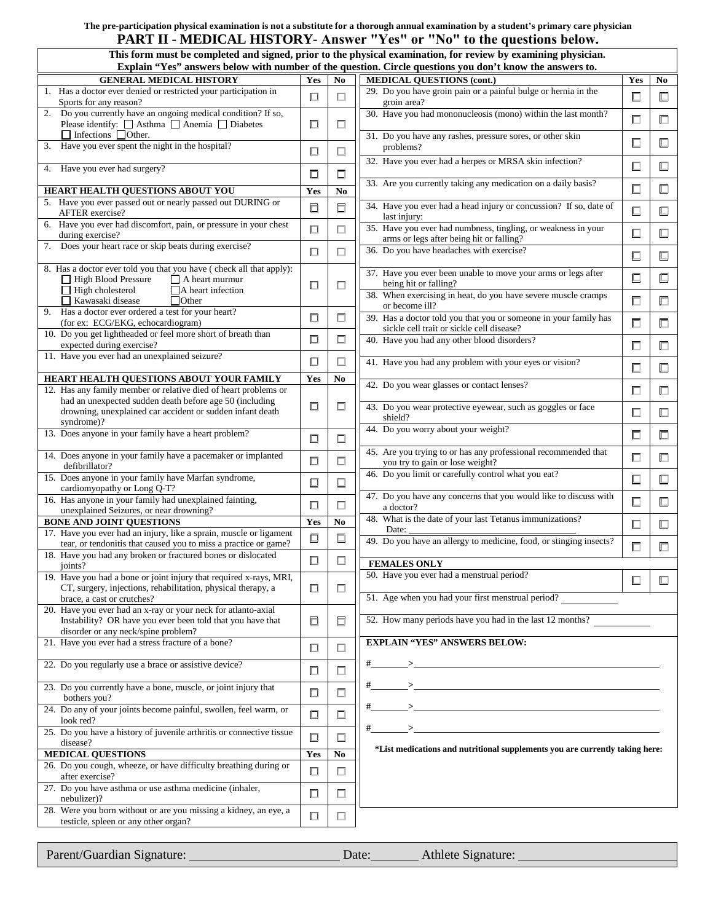The pre-participation physical examination is not a substitute for a thorough annual examination by a student's primary care physician

# PART II - MEDICAL HISTORY- Answer "Yes" or "No" to the questions below.

**This form must be completed and signed, prior to the physical examination, for review by examining physician. Explain "Yes" answers below with number of the question. Circle questions you don't know the answers to.**

| GENERAL MEDICAL HISTORY | Yes | No |
|---|---|---|
| 1. Has a doctor ever denied or restricted your participation in Sports for any reason? | ☐ | ☐ |
| 2. Do you currently have an ongoing medical condition? If so, Please identify: ☐ Asthma ☐ Anemia ☐ Diabetes ☐ Infections ☐ Other. | ☐ | ☐ |
| 3. Have you ever spent the night in the hospital? | ☐ | ☐ |
| 4. Have you ever had surgery? | ☐ | ☐ |
| **HEART HEALTH QUESTIONS ABOUT YOU** | **Yes** | **No** |
| 5. Have you ever passed out or nearly passed out DURING or AFTER exercise? | ☐ | ☐ |
| 6. Have you ever had discomfort, pain, or pressure in your chest during exercise? | ☐ | ☐ |
| 7. Does your heart race or skip beats during exercise? | ☐ | ☐ |
| 8. Has a doctor ever told you that you have ( check all that apply): ☐ High Blood Pressure ☐ A heart murmur ☐ High cholesterol ☐ A heart infection ☐ Kawasaki disease ☐ Other | ☐ | ☐ |
| 9. Has a doctor ever ordered a test for your heart? (for ex: ECG/EKG, echocardiogram) | ☐ | ☐ |
| 10. Do you get lightheaded or feel more short of breath than expected during exercise? | ☐ | ☐ |
| 11. Have you ever had an unexplained seizure? | ☐ | ☐ |
| **HEART HEALTH QUESTIONS ABOUT YOUR FAMILY** | **Yes** | **No** |
| 12. Has any family member or relative died of heart problems or had an unexpected sudden death before age 50 (including drowning, unexplained car accident or sudden infant death syndrome)? | ☐ | ☐ |
| 13. Does anyone in your family have a heart problem? | ☐ | ☐ |
| 14. Does anyone in your family have a pacemaker or implanted defibrillator? | ☐ | ☐ |
| 15. Does anyone in your family have Marfan syndrome, cardiomyopathy or Long Q-T? | ☐ | ☐ |
| 16. Has anyone in your family had unexplained fainting, unexplained Seizures, or near drowning? | ☐ | ☐ |
| **BONE AND JOINT QUESTIONS** | **Yes** | **No** |
| 17. Have you ever had an injury, like a sprain, muscle or ligament tear, or tendonitis that caused you to miss a practice or game? | ☐ | ☐ |
| 18. Have you had any broken or fractured bones or dislocated joints? | ☐ | ☐ |
| 19. Have you had a bone or joint injury that required x-rays, MRI, CT, surgery, injections, rehabilitation, physical therapy, a brace, a cast or crutches? | ☐ | ☐ |
| 20. Have you ever had an x-ray or your neck for atlanto-axial Instability? OR have you ever been told that you have that disorder or any neck/spine problem? | ☐ | ☐ |
| 21. Have you ever had a stress fracture of a bone? | ☐ | ☐ |
| 22. Do you regularly use a brace or assistive device? | ☐ | ☐ |
| 23. Do you currently have a bone, muscle, or joint injury that bothers you? | ☐ | ☐ |
| 24. Do any of your joints become painful, swollen, feel warm, or look red? | ☐ | ☐ |
| 25. Do you have a history of juvenile arthritis or connective tissue disease? | ☐ | ☐ |
| **MEDICAL QUESTIONS** | **Yes** | **No** |
| 26. Do you cough, wheeze, or have difficulty breathing during or after exercise? | ☐ | ☐ |
| 27. Do you have asthma or use asthma medicine (inhaler, nebulizer)? | ☐ | ☐ |
| 28. Were you born without or are you missing a kidney, an eye, a testicle, spleen or any other organ? | ☐ | ☐ |

| MEDICAL QUESTIONS (cont.) | Yes | No |
|---|---|---|
| 29. Do you have groin pain or a painful bulge or hernia in the groin area? | ☐ | ☐ |
| 30. Have you had mononucleosis (mono) within the last month? | ☐ | ☐ |
| 31. Do you have any rashes, pressure sores, or other skin problems? | ☐ | ☐ |
| 32. Have you ever had a herpes or MRSA skin infection? | ☐ | ☐ |
| 33. Are you currently taking any medication on a daily basis? | ☐ | ☐ |
| 34. Have you ever had a head injury or concussion? If so, date of last injury: | ☐ | ☐ |
| 35. Have you ever had numbness, tingling, or weakness in your arms or legs after being hit or falling? | ☐ | ☐ |
| 36. Do you have headaches with exercise? | ☐ | ☐ |
| 37. Have you ever been unable to move your arms or legs after being hit or falling? | ☐ | ☐ |
| 38. When exercising in heat, do you have severe muscle cramps or become ill? | ☐ | ☐ |
| 39. Has a doctor told you that you or someone in your family has sickle cell trait or sickle cell disease? | ☐ | ☐ |
| 40. Have you had any other blood disorders? | ☐ | ☐ |
| 41. Have you had any problem with your eyes or vision? | ☐ | ☐ |
| 42. Do you wear glasses or contact lenses? | ☐ | ☐ |
| 43. Do you wear protective eyewear, such as goggles or face shield? | ☐ | ☐ |
| 44. Do you worry about your weight? | ☐ | ☐ |
| 45. Are you trying to or has any professional recommended that you try to gain or lose weight? | ☐ | ☐ |
| 46. Do you limit or carefully control what you eat? | ☐ | ☐ |
| 47. Do you have any concerns that you would like to discuss with a doctor? | ☐ | ☐ |
| 48. What is the date of your last Tetanus immunizations? Date: ________ | ☐ | ☐ |
| 49. Do you have an allergy to medicine, food, or stinging insects? | ☐ | ☐ |
| **FEMALES ONLY** | | |
| 50. Have you ever had a menstrual period? | ☐ | ☐ |
| 51. Age when you had your first menstrual period? ________ | | |
| 52. How many periods have you had in the last 12 months? ________ | | |

**EXPLAIN "YES" ANSWERS BELOW:**

#________>________________________________________

#________>________________________________________

#________>________________________________________

#________>________________________________________

**\*List medications and nutritional supplements you are currently taking here:**

Parent/Guardian Signature: ____________________ Date:________ Athlete Signature: ____________________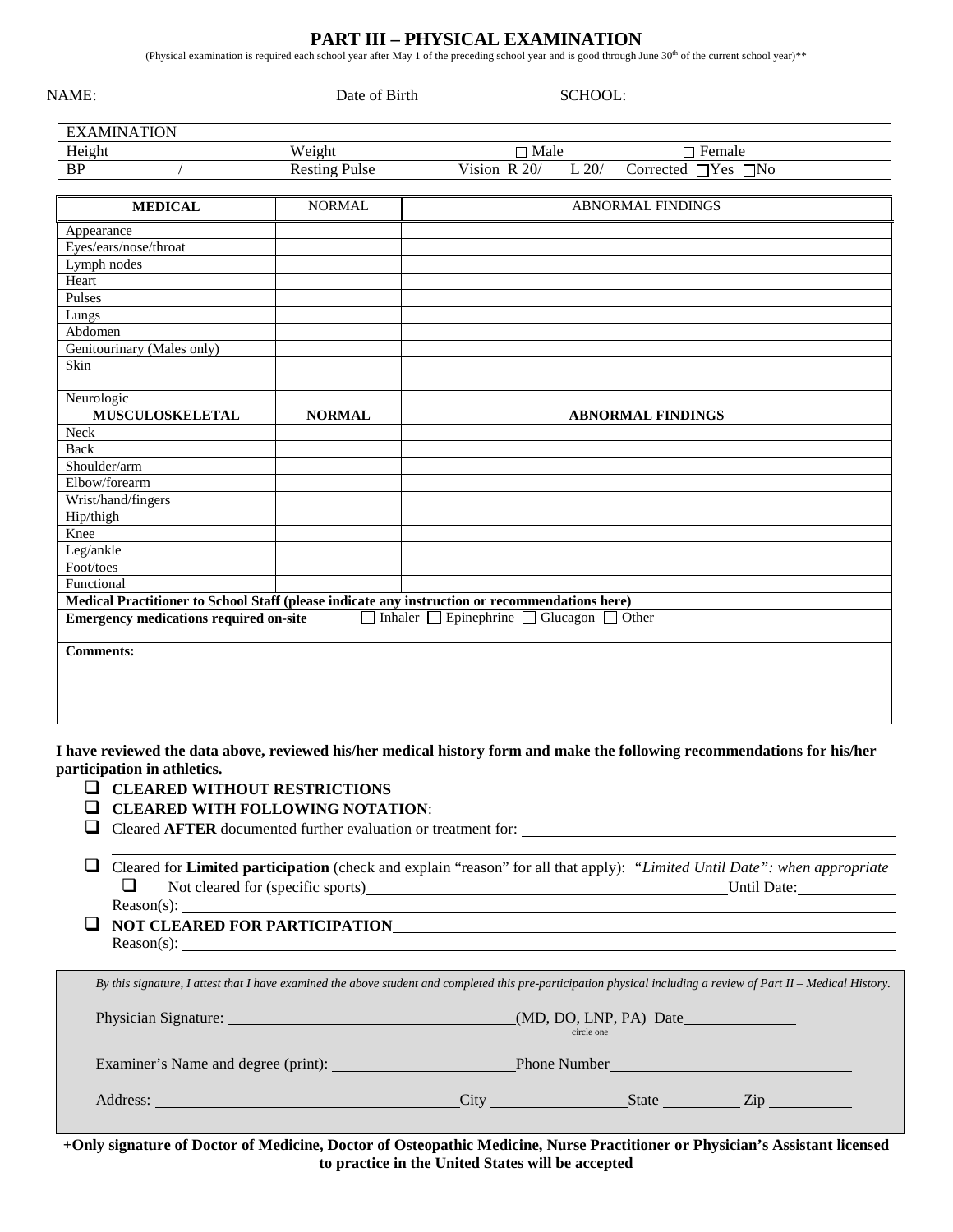# PART III – PHYSICAL EXAMINATION

(Physical examination is required each school year after May 1 of the preceding school year and is good through June 30th of the current school year)**

NAME: ______________________ Date of Birth ______________ SCHOOL: ______________________

| EXAMINATION | | | |
|---|---|---|---|
| Height | Weight | ☐ Male | ☐ Female |
| BP / | Resting Pulse | Vision R 20/ L 20/ | Corrected ☐Yes ☐No |

| MEDICAL | NORMAL | ABNORMAL FINDINGS |
|---|---|---|
| Appearance | | |
| Eyes/ears/nose/throat | | |
| Lymph nodes | | |
| Heart | | |
| Pulses | | |
| Lungs | | |
| Abdomen | | |
| Genitourinary (Males only) | | |
| Skin | | |
| Neurologic | | |
| **MUSCULOSKELETAL** | **NORMAL** | **ABNORMAL FINDINGS** |
| Neck | | |
| Back | | |
| Shoulder/arm | | |
| Elbow/forearm | | |
| Wrist/hand/fingers | | |
| Hip/thigh | | |
| Knee | | |
| Leg/ankle | | |
| Foot/toes | | |
| Functional | | |
| **Medical Practitioner to School Staff (please indicate any instruction or recommendations here)** | | |
| **Emergency medications required on-site** | ☐ Inhaler ☐ Epinephrine ☐ Glucagon ☐ Other | |
| **Comments:** | | |

**I have reviewed the data above, reviewed his/her medical history form and make the following recommendations for his/her participation in athletics.**

- ☐ **CLEARED WITHOUT RESTRICTIONS**
- ☐ **CLEARED WITH FOLLOWING NOTATION**: ______________________
- ☐ Cleared **AFTER** documented further evaluation or treatment for: ______________________
- ☐ Cleared for **Limited participation** (check and explain "reason" for all that apply): *"Limited Until Date": when appropriate*
  - ☐ Not cleared for (specific sports)______________________ Until Date: __________
  - Reason(s): ______________________
- ☐ **NOT CLEARED FOR PARTICIPATION** ______________________
  - Reason(s): ______________________

*By this signature, I attest that I have examined the above student and completed this pre-participation physical including a review of Part II – Medical History.*

Physician Signature: ______________________ (MD, DO, LNP, PA) Date ______________
circle one

Examiner's Name and degree (print): ______________________ Phone Number ______________________

Address: ______________________ City ______________ State __________ Zip __________

**+Only signature of Doctor of Medicine, Doctor of Osteopathic Medicine, Nurse Practitioner or Physician's Assistant licensed to practice in the United States will be accepted**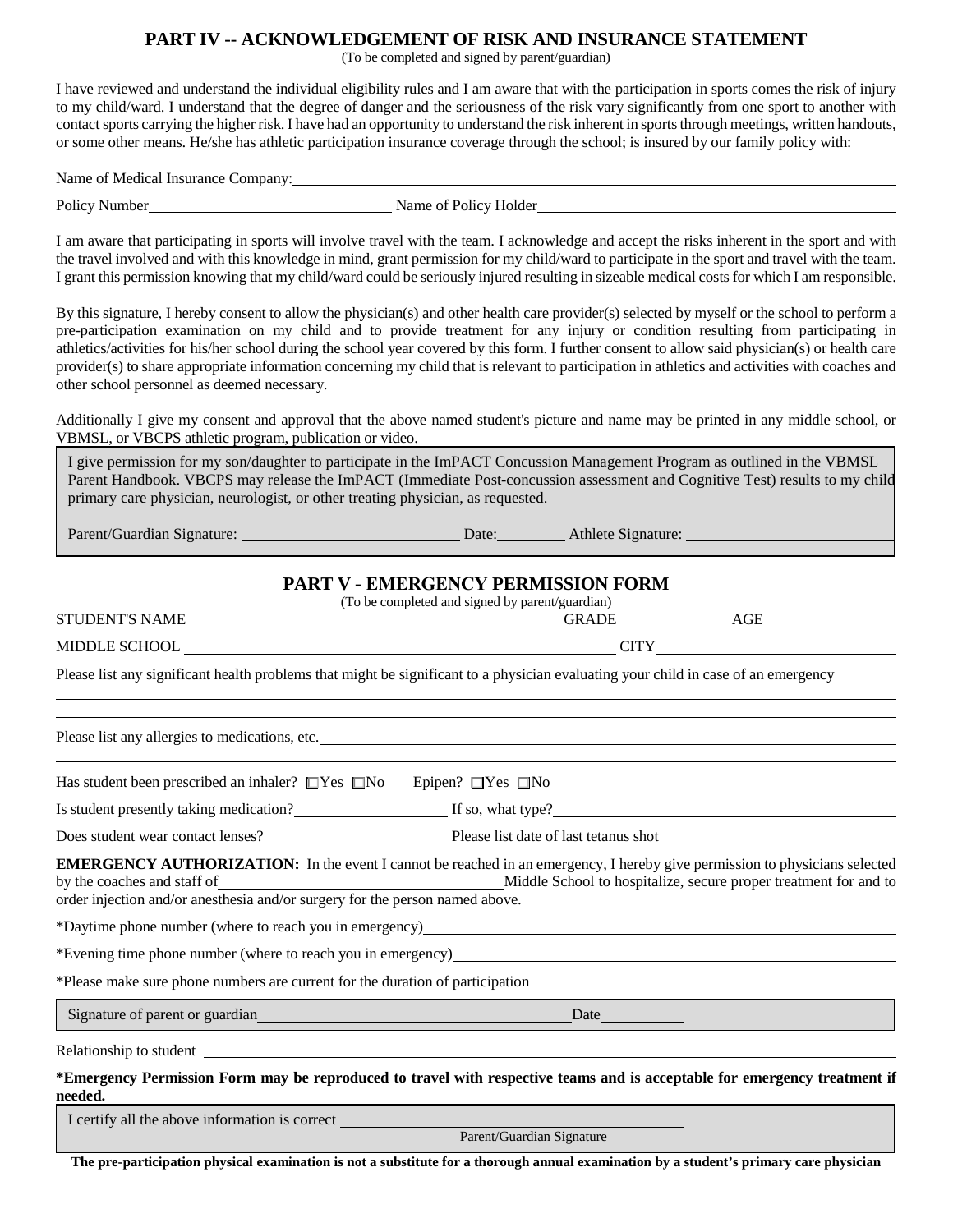## PART IV -- ACKNOWLEDGEMENT OF RISK AND INSURANCE STATEMENT

(To be completed and signed by parent/guardian)

I have reviewed and understand the individual eligibility rules and I am aware that with the participation in sports comes the risk of injury to my child/ward. I understand that the degree of danger and the seriousness of the risk vary significantly from one sport to another with contact sports carrying the higher risk. I have had an opportunity to understand the risk inherent in sports through meetings, written handouts, or some other means. He/she has athletic participation insurance coverage through the school; is insured by our family policy with:

Name of Medical Insurance Company: ______________________________

Policy Number ______________________________ Name of Policy Holder ______________________________

I am aware that participating in sports will involve travel with the team. I acknowledge and accept the risks inherent in the sport and with the travel involved and with this knowledge in mind, grant permission for my child/ward to participate in the sport and travel with the team. I grant this permission knowing that my child/ward could be seriously injured resulting in sizeable medical costs for which I am responsible.

By this signature, I hereby consent to allow the physician(s) and other health care provider(s) selected by myself or the school to perform a pre-participation examination on my child and to provide treatment for any injury or condition resulting from participating in athletics/activities for his/her school during the school year covered by this form. I further consent to allow said physician(s) or health care provider(s) to share appropriate information concerning my child that is relevant to participation in athletics and activities with coaches and other school personnel as deemed necessary.

Additionally I give my consent and approval that the above named student's picture and name may be printed in any middle school, or VBMSL, or VBCPS athletic program, publication or video.

I give permission for my son/daughter to participate in the ImPACT Concussion Management Program as outlined in the VBMSL Parent Handbook. VBCPS may release the ImPACT (Immediate Post-concussion assessment and Cognitive Test) results to my child primary care physician, neurologist, or other treating physician, as requested.

Parent/Guardian Signature: ______________________________ Date: __________ Athlete Signature: ______________________________

## PART V - EMERGENCY PERMISSION FORM

(To be completed and signed by parent/guardian)

STUDENT'S NAME ______________________________ GRADE __________ AGE __________

MIDDLE SCHOOL ______________________________ CITY ______________________________

Please list any significant health problems that might be significant to a physician evaluating your child in case of an emergency

______________________________

______________________________

Please list any allergies to medications, etc. ______________________________

______________________________

Has student been prescribed an inhaler? ☐Yes ☐No Epipen? ☐Yes ☐No

Is student presently taking medication? __________ If so, what type? ______________________________

Does student wear contact lenses? __________ Please list date of last tetanus shot ______________________________

**EMERGENCY AUTHORIZATION:** In the event I cannot be reached in an emergency, I hereby give permission to physicians selected by the coaches and staff of ______________________________ Middle School to hospitalize, secure proper treatment for and to order injection and/or anesthesia and/or surgery for the person named above.

*Daytime phone number (where to reach you in emergency) ______________________________

*Evening time phone number (where to reach you in emergency) ______________________________

*Please make sure phone numbers are current for the duration of participation

Signature of parent or guardian ______________________________ Date __________

Relationship to student ______________________________

**\*Emergency Permission Form may be reproduced to travel with respective teams and is acceptable for emergency treatment if needed.**

I certify all the above information is correct ______________________________
Parent/Guardian Signature

**The pre-participation physical examination is not a substitute for a thorough annual examination by a student's primary care physician**